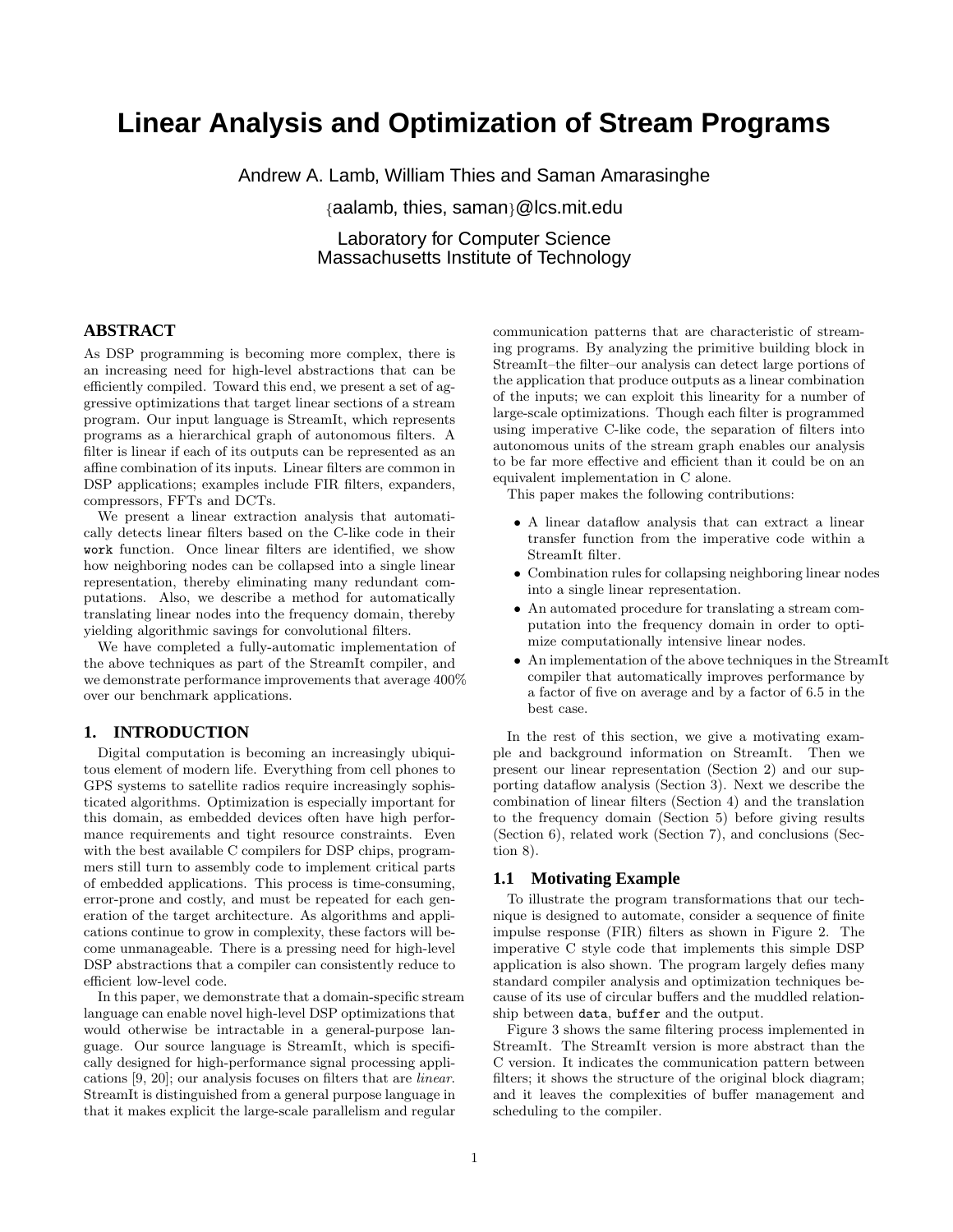# Linear Analysis and Optimization of Stream Programs

Andrew A. Lamb, William Thies and Saman Amarasinghe

{aalamb, thies, saman}@lcs.mit.edu

Laboratory for Computer Science
Massachusetts Institute of Technology

## ABSTRACT

As DSP programming is becoming more complex, there is an increasing need for high-level abstractions that can be efficiently compiled. Toward this end, we present a set of aggressive optimizations that target linear sections of a stream program. Our input language is StreamIt, which represents programs as a hierarchical graph of autonomous filters. A filter is linear if each of its outputs can be represented as an affine combination of its inputs. Linear filters are common in DSP applications; examples include FIR filters, expanders, compressors, FFTs and DCTs.

We present a linear extraction analysis that automatically detects linear filters based on the C-like code in their `work` function. Once linear filters are identified, we show how neighboring nodes can be collapsed into a single linear representation, thereby eliminating many redundant computations. Also, we describe a method for automatically translating linear nodes into the frequency domain, thereby yielding algorithmic savings for convolutional filters.

We have completed a fully-automatic implementation of the above techniques as part of the StreamIt compiler, and we demonstrate performance improvements that average 400% over our benchmark applications.

## 1. INTRODUCTION

Digital computation is becoming an increasingly ubiquitous element of modern life. Everything from cell phones to GPS systems to satellite radios require increasingly sophisticated algorithms. Optimization is especially important for this domain, as embedded devices often have high performance requirements and tight resource constraints. Even with the best available C compilers for DSP chips, programmers still turn to assembly code to implement critical parts of embedded applications. This process is time-consuming, error-prone and costly, and must be repeated for each generation of the target architecture. As algorithms and applications continue to grow in complexity, these factors will become unmanageable. There is a pressing need for high-level DSP abstractions that a compiler can consistently reduce to efficient low-level code.

In this paper, we demonstrate that a domain-specific stream language can enable novel high-level DSP optimizations that would otherwise be intractable in a general-purpose language. Our source language is StreamIt, which is specifically designed for high-performance signal processing applications [9, 20]; our analysis focuses on filters that are *linear*. StreamIt is distinguished from a general purpose language in that it makes explicit the large-scale parallelism and regular communication patterns that are characteristic of streaming programs. By analyzing the primitive building block in StreamIt–the filter–our analysis can detect large portions of the application that produce outputs as a linear combination of the inputs; we can exploit this linearity for a number of large-scale optimizations. Though each filter is programmed using imperative C-like code, the separation of filters into autonomous units of the stream graph enables our analysis to be far more effective and efficient than it could be on an equivalent implementation in C alone.

This paper makes the following contributions:

- A linear dataflow analysis that can extract a linear transfer function from the imperative code within a StreamIt filter.
- Combination rules for collapsing neighboring linear nodes into a single linear representation.
- An automated procedure for translating a stream computation into the frequency domain in order to optimize computationally intensive linear nodes.
- An implementation of the above techniques in the StreamIt compiler that automatically improves performance by a factor of five on average and by a factor of 6.5 in the best case.

In the rest of this section, we give a motivating example and background information on StreamIt. Then we present our linear representation (Section 2) and our supporting dataflow analysis (Section 3). Next we describe the combination of linear filters (Section 4) and the translation to the frequency domain (Section 5) before giving results (Section 6), related work (Section 7), and conclusions (Section 8).

### 1.1 Motivating Example

To illustrate the program transformations that our technique is designed to automate, consider a sequence of finite impulse response (FIR) filters as shown in Figure 2. The imperative C style code that implements this simple DSP application is also shown. The program largely defies many standard compiler analysis and optimization techniques because of its use of circular buffers and the muddled relationship between `data`, `buffer` and the output.

Figure 3 shows the same filtering process implemented in StreamIt. The StreamIt version is more abstract than the C version. It indicates the communication pattern between filters; it shows the structure of the original block diagram; and it leaves the complexities of buffer management and scheduling to the compiler.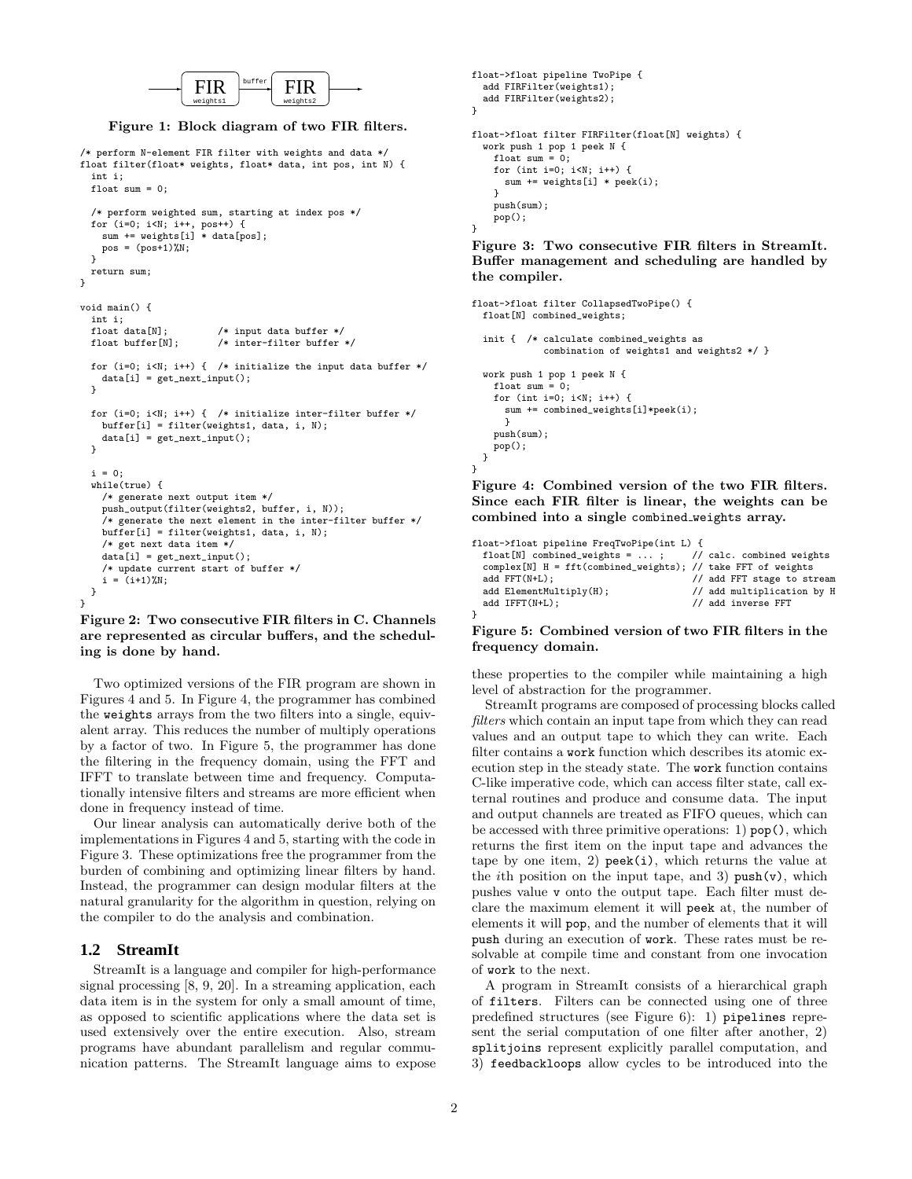FIR weights1 → buffer → FIR weights2

**Figure 1: Block diagram of two FIR filters.**

```
/* perform N-element FIR filter with weights and data */
float filter(float* weights, float* data, int pos, int N) {
  int i;
  float sum = 0;

  /* perform weighted sum, starting at index pos */
  for (i=0; i<N; i++, pos++) {
    sum += weights[i] * data[pos];
    pos = (pos+1)%N;
  }
  return sum;
}

void main() {
  int i;
  float data[N];          /* input data buffer */
  float buffer[N];        /* inter-filter buffer */

  for (i=0; i<N; i++) {  /* initialize the input data buffer */
    data[i] = get_next_input();
  }

  for (i=0; i<N; i++) {  /* initialize inter-filter buffer */
    buffer[i] = filter(weights1, data, i, N);
    data[i] = get_next_input();
  }

  i = 0;
  while(true) {
    /* generate next output item */
    push_output(filter(weights2, buffer, i, N));
    /* generate the next element in the inter-filter buffer */
    buffer[i] = filter(weights1, data, i, N);
    /* get next data item */
    data[i] = get_next_input();
    /* update current start of buffer */
    i = (i+1)%N;
  }
}
```

**Figure 2: Two consecutive FIR filters in C. Channels are represented as circular buffers, and the scheduling is done by hand.**

Two optimized versions of the FIR program are shown in Figures 4 and 5. In Figure 4, the programmer has combined the `weights` arrays from the two filters into a single, equivalent array. This reduces the number of multiply operations by a factor of two. In Figure 5, the programmer has done the filtering in the frequency domain, using the FFT and IFFT to translate between time and frequency. Computationally intensive filters and streams are more efficient when done in frequency instead of time.

Our linear analysis can automatically derive both of the implementations in Figures 4 and 5, starting with the code in Figure 3. These optimizations free the programmer from the burden of combining and optimizing linear filters by hand. Instead, the programmer can design modular filters at the natural granularity for the algorithm in question, relying on the compiler to do the analysis and combination.

## 1.2 StreamIt

StreamIt is a language and compiler for high-performance signal processing [8, 9, 20]. In a streaming application, each data item is in the system for only a small amount of time, as opposed to scientific applications where the data set is used extensively over the entire execution. Also, stream programs have abundant parallelism and regular communication patterns. The StreamIt language aims to expose these properties to the compiler while maintaining a high level of abstraction for the programmer.

```
float->float pipeline TwoPipe {
  add FIRFilter(weights1);
  add FIRFilter(weights2);
}

float->float filter FIRFilter(float[N] weights) {
  work push 1 pop 1 peek N {
    float sum = 0;
    for (int i=0; i<N; i++) {
      sum += weights[i] * peek(i);
    }
    push(sum);
    pop();
}
```

**Figure 3: Two consecutive FIR filters in StreamIt. Buffer management and scheduling are handled by the compiler.**

```
float->float filter CollapsedTwoPipe() {
  float[N] combined_weights;

  init {  /* calculate combined_weights as
             combination of weights1 and weights2 */ }

  work push 1 pop 1 peek N {
    float sum = 0;
    for (int i=0; i<N; i++) {
      sum += combined_weights[i]*peek(i);
      }
    push(sum);
    pop();
  }
}
```

**Figure 4: Combined version of the two FIR filters. Since each FIR filter is linear, the weights can be combined into a single `combined_weights` array.**

```
float->float pipeline FreqTwoPipe(int L) {
  float[N] combined_weights = ... ;    // calc. combined weights
  complex[N] H = fft(combined_weights); // take FFT of weights
  add FFT(N+L);                         // add FFT stage to stream
  add ElementMultiply(H);               // add multiplication by H
  add IFFT(N+L);                        // add inverse FFT
}
```

**Figure 5: Combined version of two FIR filters in the frequency domain.**

StreamIt programs are composed of processing blocks called *filters* which contain an input tape from which they can read values and an output tape to which they can write. Each filter contains a `work` function which describes its atomic execution step in the steady state. The `work` function contains C-like imperative code, which can access filter state, call external routines and produce and consume data. The input and output channels are treated as FIFO queues, which can be accessed with three primitive operations: 1) `pop()`, which returns the first item on the input tape and advances the tape by one item, 2) `peek(i)`, which returns the value at the $i$th position on the input tape, and 3) `push(v)`, which pushes value `v` onto the output tape. Each filter must declare the maximum element it will `peek` at, the number of elements it will `pop`, and the number of elements that it will `push` during an execution of `work`. These rates must be resolvable at compile time and constant from one invocation of `work` to the next.

A program in StreamIt consists of a hierarchical graph of `filters`. Filters can be connected using one of three predefined structures (see Figure 6): 1) `pipelines` represent the serial computation of one filter after another, 2) `splitjoins` represent explicitly parallel computation, and 3) `feedbackloops` allow cycles to be introduced into the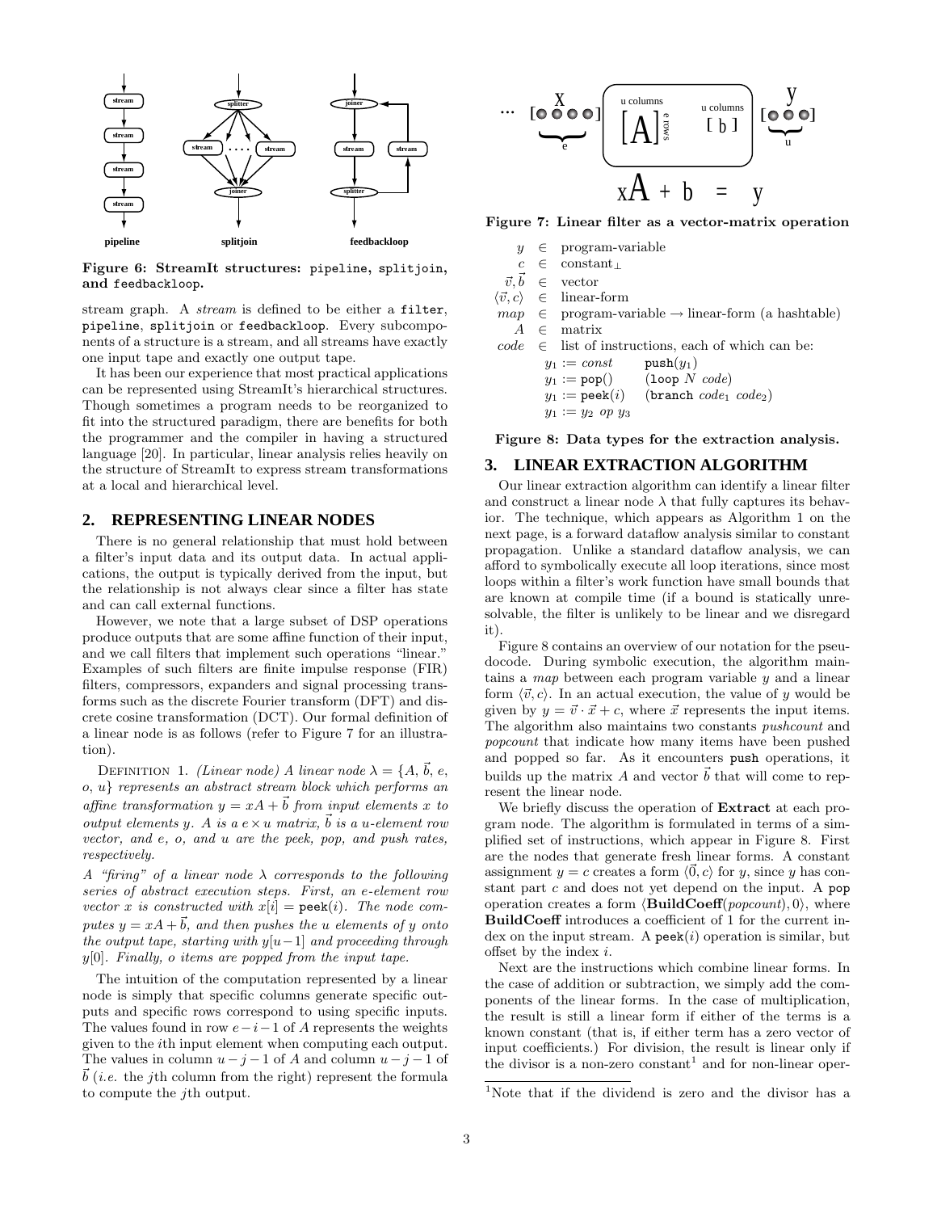Figure 6: StreamIt structures: pipeline, splitjoin, and feedbackloop.

stream graph. A *stream* is defined to be either a filter, pipeline, splitjoin or feedbackloop. Every subcomponents of a structure is a stream, and all streams have exactly one input tape and exactly one output tape.

It has been our experience that most practical applications can be represented using StreamIt's hierarchical structures. Though sometimes a program needs to be reorganized to fit into the structured paradigm, there are benefits for both the programmer and the compiler in having a structured language [20]. In particular, linear analysis relies heavily on the structure of StreamIt to express stream transformations at a local and hierarchical level.

## 2. REPRESENTING LINEAR NODES

There is no general relationship that must hold between a filter's input data and its output data. In actual applications, the output is typically derived from the input, but the relationship is not always clear since a filter has state and can call external functions.

However, we note that a large subset of DSP operations produce outputs that are some affine function of their input, and we call filters that implement such operations "linear." Examples of such filters are finite impulse response (FIR) filters, compressors, expanders and signal processing transforms such as the discrete Fourier transform (DFT) and discrete cosine transformation (DCT). Our formal definition of a linear node is as follows (refer to Figure 7 for an illustration).

DEFINITION 1. *(Linear node) A linear node $\lambda = \{A, \vec{b}, e, o, u\}$ represents an abstract stream block which performs an affine transformation $y = xA + \vec{b}$ from input elements $x$ to output elements $y$. $A$ is a $e \times u$ matrix, $\vec{b}$ is a $u$-element row vector, and $e$, $o$, and $u$ are the peek, pop, and push rates, respectively.*

*A "firing" of a linear node $\lambda$ corresponds to the following series of abstract execution steps. First, an $e$-element row vector $x$ is constructed with $x[i] = \texttt{peek}(i)$. The node computes $y = xA + \vec{b}$, and then pushes the $u$ elements of $y$ onto the output tape, starting with $y[u-1]$ and proceeding through $y[0]$. Finally, $o$ items are popped from the input tape.*

The intuition of the computation represented by a linear node is simply that specific columns generate specific outputs and specific rows correspond to using specific inputs. The values found in row $e-i-1$ of $A$ represents the weights given to the $i$th input element when computing each output. The values in column $u-j-1$ of $A$ and column $u-j-1$ of $\vec{b}$ (*i.e.* the $j$th column from the right) represent the formula to compute the $j$th output.

Figure 7: Linear filter as a vector-matrix operation

$y \in$ program-variable
$c \in$ constant$_\perp$
$\vec{v}, \vec{b} \in$ vector
$\langle \vec{v}, c \rangle \in$ linear-form
$map \in$ program-variable $\rightarrow$ linear-form (a hashtable)
$A \in$ matrix
$code \in$ list of instructions, each of which can be:

- $y_1 := const$
- $y_1 := \texttt{pop}()$
- $y_1 := \texttt{peek}(i)$
- $y_1 := y_2 \ op \ y_3$
- $\texttt{push}(y_1)$
- $(\texttt{loop} \ N \ code)$
- $(\texttt{branch} \ code_1 \ code_2)$

Figure 8: Data types for the extraction analysis.

## 3. LINEAR EXTRACTION ALGORITHM

Our linear extraction algorithm can identify a linear filter and construct a linear node $\lambda$ that fully captures its behavior. The technique, which appears as Algorithm 1 on the next page, is a forward dataflow analysis similar to constant propagation. Unlike a standard dataflow analysis, we can afford to symbolically execute all loop iterations, since most loops within a filter's work function have small bounds that are known at compile time (if a bound is statically unresolvable, the filter is unlikely to be linear and we disregard it).

Figure 8 contains an overview of our notation for the pseudocode. During symbolic execution, the algorithm maintains a *map* between each program variable $y$ and a linear form $\langle \vec{v}, c \rangle$. In an actual execution, the value of $y$ would be given by $y = \vec{v} \cdot \vec{x} + c$, where $\vec{x}$ represents the input items. The algorithm also maintains two constants *pushcount* and *popcount* that indicate how many items have been pushed and popped so far. As it encounters push operations, it builds up the matrix $A$ and vector $\vec{b}$ that will come to represent the linear node.

We briefly discuss the operation of **Extract** at each program node. The algorithm is formulated in terms of a simplified set of instructions, which appear in Figure 8. First are the nodes that generate fresh linear forms. A constant assignment $y = c$ creates a form $\langle \vec{0}, c \rangle$ for $y$, since $y$ has constant part $c$ and does not yet depend on the input. A pop operation creates a form $\langle \textbf{BuildCoeff}(popcount), 0 \rangle$, where **BuildCoeff** introduces a coefficient of 1 for the current index on the input stream. A $\texttt{peek}(i)$ operation is similar, but offset by the index $i$.

Next are the instructions which combine linear forms. In the case of addition or subtraction, we simply add the components of the linear forms. In the case of multiplication, the result is still a linear form if either of the terms is a known constant (that is, if either term has a zero vector of input coefficients.) For division, the result is linear only if the divisor is a non-zero constant[1] and for non-linear oper-

[1]Note that if the dividend is zero and the divisor has a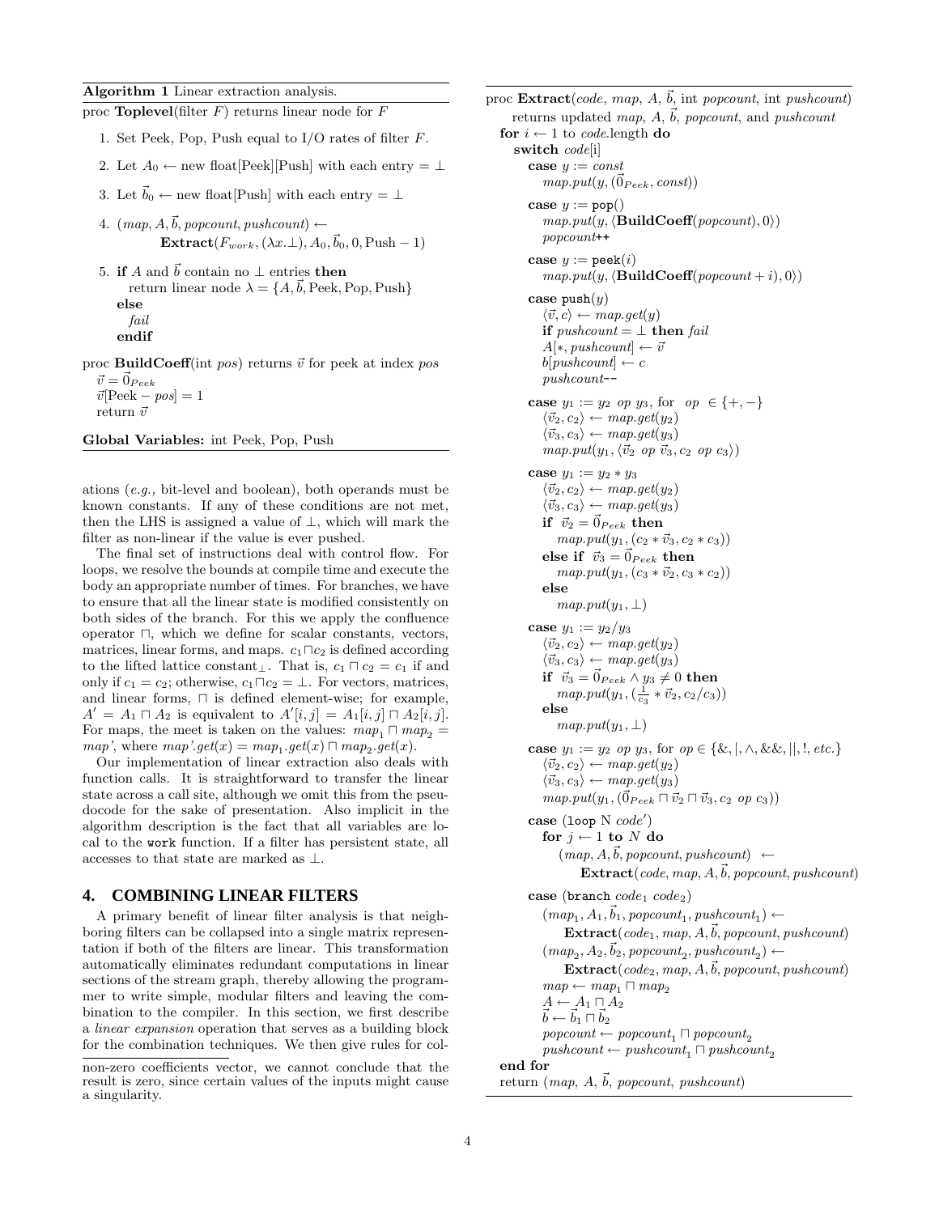**Algorithm 1** Linear extraction analysis.

proc **Toplevel**(filter $F$) returns linear node for $F$

1. Set Peek, Pop, Push equal to I/O rates of filter $F$.
2. Let $A_0 \leftarrow$ new float[Peek][Push] with each entry $= \bot$
3. Let $\vec{b}_0 \leftarrow$ new float[Push] with each entry $= \bot$
4. $(map, A, \vec{b}, popcount, pushcount) \leftarrow$ **Extract**$(F_{work}, (\lambda x.\bot), A_0, \vec{b}_0, 0, \text{Push} - 1)$
5. **if** $A$ and $\vec{b}$ contain no $\bot$ entries **then**
   return linear node $\lambda = \{A, \vec{b}, \text{Peek}, \text{Pop}, \text{Push}\}$
   **else**
   *fail*
   **endif**

proc **BuildCoeff**(int $pos$) returns $\vec{v}$ for peek at index $pos$
$\vec{v} = \vec{0}_{Peek}$
$\vec{v}[\text{Peek} - pos] = 1$
return $\vec{v}$

**Global Variables:** int Peek, Pop, Push

proc **Extract**($code$, $map$, $A$, $\vec{b}$, int $popcount$, int $pushcount$)
returns updated $map$, $A$, $\vec{b}$, $popcount$, and $pushcount$
**for** $i \leftarrow 1$ to $code$.length **do**
  **switch** $code$[i]
    **case** $y := const$
      $map.put(y, (\vec{0}_{Peek}, const))$
    **case** $y :=$ `pop()`
      $map.put(y, \langle$**BuildCoeff**$(popcount), 0\rangle)$
      $popcount$++
    **case** $y :=$ `peek`$(i)$
      $map.put(y, \langle$**BuildCoeff**$(popcount + i), 0\rangle)$
    **case** `push`$(y)$
      $\langle \vec{v}, c\rangle \leftarrow map.get(y)$
      **if** $pushcount = \bot$ **then** *fail*
      $A[*, pushcount] \leftarrow \vec{v}$
      $b[pushcount] \leftarrow c$
      $pushcount$--
    **case** $y_1 := y_2$ $op$ $y_3$, for $op \in \{+, -\}$
      $\langle \vec{v}_2, c_2\rangle \leftarrow map.get(y_2)$
      $\langle \vec{v}_3, c_3\rangle \leftarrow map.get(y_3)$
      $map.put(y_1, \langle \vec{v}_2 \; op \; \vec{v}_3, c_2 \; op \; c_3\rangle)$
    **case** $y_1 := y_2 * y_3$
      $\langle \vec{v}_2, c_2\rangle \leftarrow map.get(y_2)$
      $\langle \vec{v}_3, c_3\rangle \leftarrow map.get(y_3)$
      **if** $\vec{v}_2 = \vec{0}_{Peek}$ **then**
        $map.put(y_1, (c_2 * \vec{v}_3, c_2 * c_3))$
      **else if** $\vec{v}_3 = \vec{0}_{Peek}$ **then**
        $map.put(y_1, (c_3 * \vec{v}_2, c_3 * c_2))$
      **else**
        $map.put(y_1, \bot)$
    **case** $y_1 := y_2 / y_3$
      $\langle \vec{v}_2, c_2\rangle \leftarrow map.get(y_2)$
      $\langle \vec{v}_3, c_3\rangle \leftarrow map.get(y_3)$
      **if** $\vec{v}_3 = \vec{0}_{Peek} \wedge y_3 \neq 0$ **then**
        $map.put(y_1, (\frac{1}{c_3} * \vec{v}_2, c_2/c_3))$
      **else**
        $map.put(y_1, \bot)$
    **case** $y_1 := y_2$ $op$ $y_3$, for $op \in \{\&, |, \wedge, \&\&, ||, !, etc.\}$
      $\langle \vec{v}_2, c_2\rangle \leftarrow map.get(y_2)$
      $\langle \vec{v}_3, c_3\rangle \leftarrow map.get(y_3)$
      $map.put(y_1, (\vec{0}_{Peek} \sqcap \vec{v}_2 \sqcap \vec{v}_3, c_2 \; op \; c_3))$
    **case** (`loop` N $code'$)
      **for** $j \leftarrow 1$ **to** $N$ **do**
        $(map, A, \vec{b}, popcount, pushcount) \leftarrow$ **Extract**$(code, map, A, \vec{b}, popcount, pushcount)$
    **case** (`branch` $code_1$ $code_2$)
      $(map_1, A_1, \vec{b}_1, popcount_1, pushcount_1) \leftarrow$ **Extract**$(code_1, map, A, \vec{b}, popcount, pushcount)$
      $(map_2, A_2, \vec{b}_2, popcount_2, pushcount_2) \leftarrow$ **Extract**$(code_2, map, A, \vec{b}, popcount, pushcount)$
      $map \leftarrow map_1 \sqcap map_2$
      $A \leftarrow A_1 \sqcap A_2$
      $\vec{b} \leftarrow \vec{b}_1 \sqcap \vec{b}_2$
      $popcount \leftarrow popcount_1 \sqcap popcount_2$
      $pushcount \leftarrow pushcount_1 \sqcap pushcount_2$
**end for**
return ($map$, $A$, $\vec{b}$, $popcount$, $pushcount$)

ations (*e.g.,* bit-level and boolean), both operands must be known constants. If any of these conditions are not met, then the LHS is assigned a value of $\bot$, which will mark the filter as non-linear if the value is ever pushed.

The final set of instructions deal with control flow. For loops, we resolve the bounds at compile time and execute the body an appropriate number of times. For branches, we have to ensure that all the linear state is modified consistently on both sides of the branch. For this we apply the confluence operator $\sqcap$, which we define for scalar constants, vectors, matrices, linear forms, and maps. $c_1 \sqcap c_2$ is defined according to the lifted lattice constant$_\bot$. That is, $c_1 \sqcap c_2 = c_1$ if and only if $c_1 = c_2$; otherwise, $c_1 \sqcap c_2 = \bot$. For vectors, matrices, and linear forms, $\sqcap$ is defined element-wise; for example, $A' = A_1 \sqcap A_2$ is equivalent to $A'[i,j] = A_1[i,j] \sqcap A_2[i,j]$. For maps, the meet is taken on the values: $map_1 \sqcap map_2 = map'$, where $map'.get(x) = map_1.get(x) \sqcap map_2.get(x)$.

Our implementation of linear extraction also deals with function calls. It is straightforward to transfer the linear state across a call site, although we omit this from the pseudocode for the sake of presentation. Also implicit in the algorithm description is the fact that all variables are local to the `work` function. If a filter has persistent state, all accesses to that state are marked as $\bot$.

## 4. COMBINING LINEAR FILTERS

A primary benefit of linear filter analysis is that neighboring filters can be collapsed into a single matrix representation if both of the filters are linear. This transformation automatically eliminates redundant computations in linear sections of the stream graph, thereby allowing the programmer to write simple, modular filters and leaving the combination to the compiler. In this section, we first describe a *linear expansion* operation that serves as a building block for the combination techniques. We then give rules for col-

non-zero coefficients vector, we cannot conclude that the result is zero, since certain values of the inputs might cause a singularity.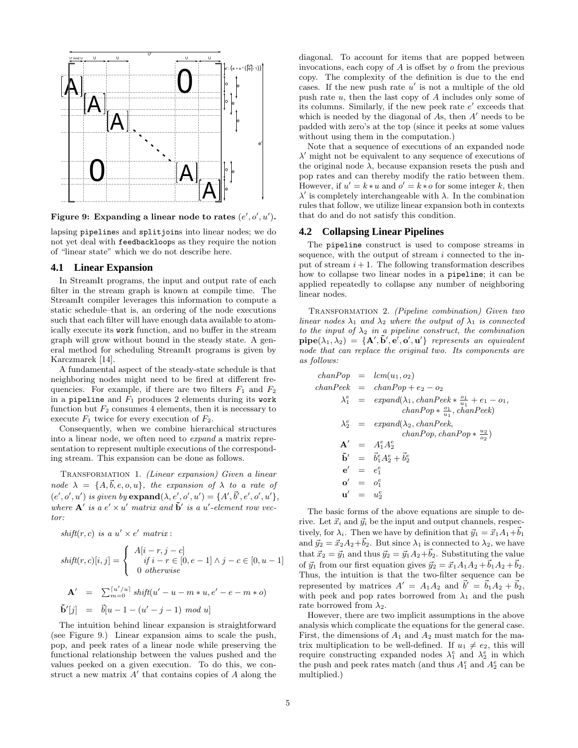**Figure 9: Expanding a linear node to rates $(e', o', u')$.**

lapsing pipelines and splitjoins into linear nodes; we do not yet deal with feedbackloops as they require the notion of "linear state" which we do not describe here.

### 4.1 Linear Expansion

In StreamIt programs, the input and output rate of each filter in the stream graph is known at compile time. The StreamIt compiler leverages this information to compute a static schedule–that is, an ordering of the node executions such that each filter will have enough data available to atomically execute its work function, and no buffer in the stream graph will grow without bound in the steady state. A general method for scheduling StreamIt programs is given by Karczmarek [14].

A fundamental aspect of the steady-state schedule is that neighboring nodes might need to be fired at different frequencies. For example, if there are two filters $F_1$ and $F_2$ in a pipeline and $F_1$ produces 2 elements during its work function but $F_2$ consumes 4 elements, then it is necessary to execute $F_1$ twice for every execution of $F_2$.

Consequently, when we combine hierarchical structures into a linear node, we often need to *expand* a matrix representation to represent multiple executions of the corresponding stream. This expansion can be done as follows.

Transformation 1. *(Linear expansion) Given a linear node $\lambda = \{A, \vec{b}, e, o, u\}$, the expansion of $\lambda$ to a rate of $(e', o', u')$ is given by* $\mathbf{expand}(\lambda, e', o', u') = \{A', \vec{b}', e', o', u'\}$*, where $\mathbf{A}'$ is a $e' \times u'$ matrix and $\tilde{\mathbf{b}}'$ is a $u'$-element row vector:*

*shift*$(r, c)$ *is a* $u' \times e'$ *matrix :*

$$shift(r,c)[i,j] = \begin{cases} A[i-r, j-c] \\ \quad \text{if } i-r \in [0, e-1] \wedge j-c \in [0, u-1] \\ 0 \text{ otherwise} \end{cases}$$

$$\mathbf{A}' = \sum_{m=0}^{\lceil u'/u \rceil} shift(u' - u - m * u, e' - e - m * o)$$

$$\tilde{\mathbf{b}}'[j] = \vec{b}[u - 1 - (u' - j - 1) \bmod u]$$

The intuition behind linear expansion is straightforward (see Figure 9.) Linear expansion aims to scale the push, pop, and peek rates of a linear node while preserving the functional relationship between the values pushed and the values peeked on a given execution. To do this, we construct a new matrix $A'$ that contains copies of $A$ along the diagonal. To account for items that are popped between invocations, each copy of $A$ is offset by $o$ from the previous copy. The complexity of the definition is due to the end cases. If the new push rate $u'$ is not a multiple of the old push rate $u$, then the last copy of $A$ includes only some of its columns. Similarly, if the new peek rate $e'$ exceeds that which is needed by the diagonal of $A$s, then $A'$ needs to be padded with zero's at the top (since it peeks at some values without using them in the computation.)

Note that a sequence of executions of an expanded node $\lambda'$ might not be equivalent to any sequence of executions of the original node $\lambda$, because expansion resets the push and pop rates and can thereby modify the ratio between them. However, if $u' = k * u$ and $o' = k * o$ for some integer $k$, then $\lambda'$ is completely interchangeable with $\lambda$. In the combination rules that follow, we utilize linear expansion both in contexts that do and do not satisfy this condition.

### 4.2 Collapsing Linear Pipelines

The pipeline construct is used to compose streams in sequence, with the output of stream $i$ connected to the input of stream $i + 1$. The following transformation describes how to collapse two linear nodes in a pipeline; it can be applied repeatedly to collapse any number of neighboring linear nodes.

Transformation 2. *(Pipeline combination) Given two linear nodes $\lambda_1$ and $\lambda_2$ where the output of $\lambda_1$ is connected to the input of $\lambda_2$ in a pipeline construct, the combination $\mathbf{pipe}(\lambda_1, \lambda_2) = \{\mathbf{A}', \tilde{\mathbf{b}}', \mathbf{e}', \mathbf{o}', \mathbf{u}'\}$ represents an equivalent node that can replace the original two. Its components are as follows:*

$$\begin{aligned}
chanPop &= lcm(u_1, o_2) \\
chanPeek &= chanPop + e_2 - o_2 \\
\lambda_1^e &= expand(\lambda_1, chanPeek * \tfrac{o_1}{u_1} + e_1 - o_1, \\
&\qquad chanPop * \tfrac{o_1}{u_1}, chanPeek) \\
\lambda_2^e &= expand(\lambda_2, chanPeek, \\
&\qquad chanPop, chanPop * \tfrac{u_2}{o_2}) \\
\mathbf{A}' &= A_1^e A_2^e \\
\tilde{\mathbf{b}}' &= \vec{b}_1^e A_2^e + \vec{b}_2^e \\
\mathbf{e}' &= e_1^e \\
\mathbf{o}' &= o_1^e \\
\mathbf{u}' &= u_2^e
\end{aligned}$$

The basic forms of the above equations are simple to derive. Let $\vec{x}_i$ and $\vec{y}_i$ be the input and output channels, respectively, for $\lambda_i$. Then we have by definition that $\vec{y}_1 = \vec{x}_1 A_1 + \vec{b}_1$ and $\vec{y}_2 = \vec{x}_2 A_2 + \vec{b}_2$. But since $\lambda_1$ is connected to $\lambda_2$, we have that $\vec{x}_2 = \vec{y}_1$ and thus $\vec{y}_2 = \vec{y}_1 A_2 + \vec{b}_2$. Substituting the value of $\vec{y}_1$ from our first equation gives $\vec{y}_2 = \vec{x}_1 A_1 A_2 + \vec{b}_1 A_2 + \vec{b}_2$. Thus, the intuition is that the two-filter sequence can be represented by matrices $A' = A_1 A_2$ and $\vec{b}' = \vec{b}_1 A_2 + \vec{b}_2$, with peek and pop rates borrowed from $\lambda_1$ and the push rate borrowed from $\lambda_2$.

However, there are two implicit assumptions in the above analysis which complicate the equations for the general case. First, the dimensions of $A_1$ and $A_2$ must match for the matrix multiplication to be well-defined. If $u_1 \neq e_2$, this will require constructing expanded nodes $\lambda_1^e$ and $\lambda_2^e$ in which the push and peek rates match (and thus $A_1^e$ and $A_2^e$ can be multiplied.)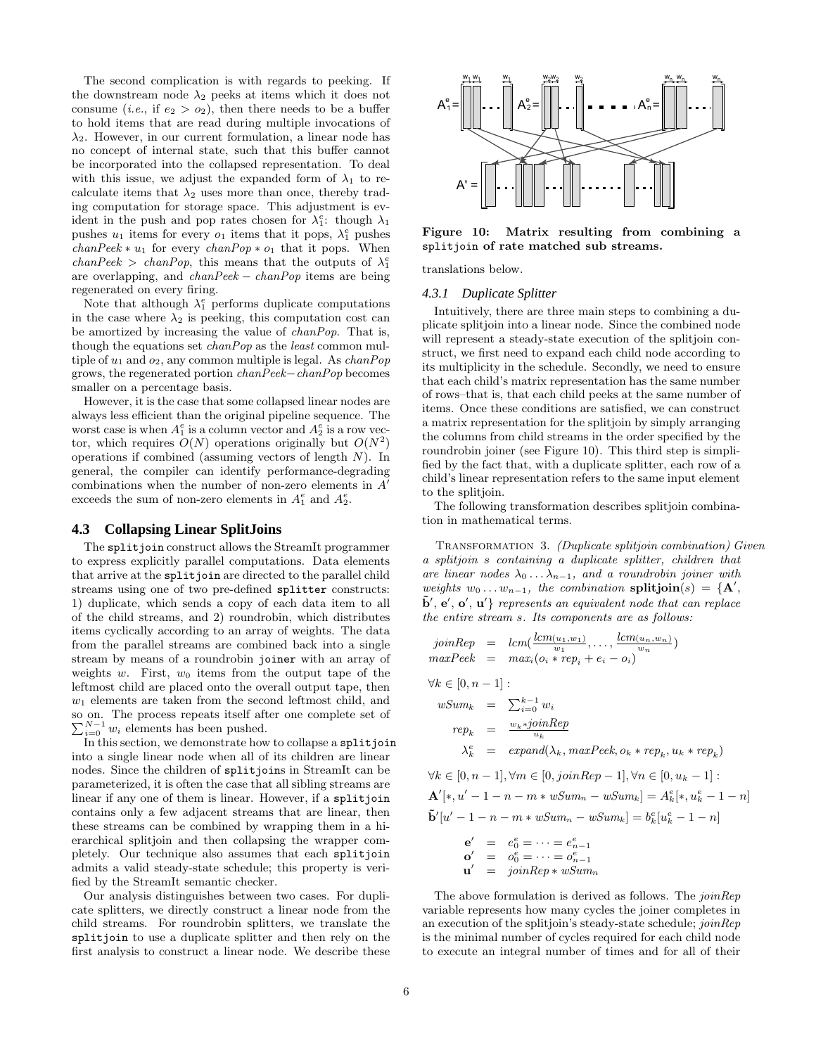The second complication is with regards to peeking. If the downstream node $\lambda_2$ peeks at items which it does not consume (*i.e.*, if $e_2 > o_2$), then there needs to be a buffer to hold items that are read during multiple invocations of $\lambda_2$. However, in our current formulation, a linear node has no concept of internal state, such that this buffer cannot be incorporated into the collapsed representation. To deal with this issue, we adjust the expanded form of $\lambda_1$ to recalculate items that $\lambda_2$ uses more than once, thereby trading computation for storage space. This adjustment is evident in the push and pop rates chosen for $\lambda_1^e$: though $\lambda_1$ pushes $u_1$ items for every $o_1$ items that it pops, $\lambda_1^e$ pushes $chanPeek * u_1$ for every $chanPop * o_1$ that it pops. When $chanPeek > chanPop$, this means that the outputs of $\lambda_1^e$ are overlapping, and $chanPeek - chanPop$ items are being regenerated on every firing.

Note that although $\lambda_1^e$ performs duplicate computations in the case where $\lambda_2$ is peeking, this computation cost can be amortized by increasing the value of $chanPop$. That is, though the equations set $chanPop$ as the *least* common multiple of $u_1$ and $o_2$, any common multiple is legal. As $chanPop$ grows, the regenerated portion $chanPeek - chanPop$ becomes smaller on a percentage basis.

However, it is the case that some collapsed linear nodes are always less efficient than the original pipeline sequence. The worst case is when $A_1^e$ is a column vector and $A_2^e$ is a row vector, which requires $O(N)$ operations originally but $O(N^2)$ operations if combined (assuming vectors of length $N$). In general, the compiler can identify performance-degrading combinations when the number of non-zero elements in $A'$ exceeds the sum of non-zero elements in $A_1^e$ and $A_2^e$.

### 4.3 Collapsing Linear SplitJoins

The splitjoin construct allows the StreamIt programmer to express explicitly parallel computations. Data elements that arrive at the splitjoin are directed to the parallel child streams using one of two pre-defined splitter constructs: 1) duplicate, which sends a copy of each data item to all of the child streams, and 2) roundrobin, which distributes items cyclically according to an array of weights. The data from the parallel streams are combined back into a single stream by means of a roundrobin joiner with an array of weights $w$. First, $w_0$ items from the output tape of the leftmost child are placed onto the overall output tape, then $w_1$ elements are taken from the second leftmost child, and so on. The process repeats itself after one complete set of $\sum_{i=0}^{N-1} w_i$ elements has been pushed.

In this section, we demonstrate how to collapse a splitjoin into a single linear node when all of its children are linear nodes. Since the children of splitjoins in StreamIt can be parameterized, it is often the case that all sibling streams are linear if any one of them is linear. However, if a splitjoin contains only a few adjacent streams that are linear, then these streams can be combined by wrapping them in a hierarchical splitjoin and then collapsing the wrapper completely. Our technique also assumes that each splitjoin admits a valid steady-state schedule; this property is verified by the StreamIt semantic checker.

Our analysis distinguishes between two cases. For duplicate splitters, we directly construct a linear node from the child streams. For roundrobin splitters, we translate the splitjoin to use a duplicate splitter and then rely on the first analysis to construct a linear node. We describe these translations below.

**Figure 10: Matrix resulting from combining a splitjoin of rate matched sub streams.**

#### 4.3.1 Duplicate Splitter

Intuitively, there are three main steps to combining a duplicate splitjoin into a linear node. Since the combined node will represent a steady-state execution of the splitjoin construct, we first need to expand each child node according to its multiplicity in the schedule. Secondly, we need to ensure that each child's matrix representation has the same number of rows–that is, that each child peeks at the same number of items. Once these conditions are satisfied, we can construct a matrix representation for the splitjoin by simply arranging the columns from child streams in the order specified by the roundrobin joiner (see Figure 10). This third step is simplified by the fact that, with a duplicate splitter, each row of a child's linear representation refers to the same input element to the splitjoin.

The following transformation describes splitjoin combination in mathematical terms.

Transformation 3. *(Duplicate splitjoin combination) Given a splitjoin $s$ containing a duplicate splitter, children that are linear nodes $\lambda_0 \ldots \lambda_{n-1}$, and a roundrobin joiner with weights $w_0 \ldots w_{n-1}$, the combination* $\mathbf{splitjoin}(s) = \{\mathbf{A}', \tilde{\mathbf{b}}', \mathbf{e}', \mathbf{o}', \mathbf{u}'\}$ *represents an equivalent node that can replace the entire stream $s$. Its components are as follows:*

$$
\begin{aligned}
joinRep &= lcm\left(\frac{lcm(u_1, w_1)}{w_1}, \ldots, \frac{lcm(u_n, w_n)}{w_n}\right) \\
maxPeek &= max_i(o_i * rep_i + e_i - o_i)
\end{aligned}
$$

$\forall k \in [0, n-1]$ :

$$
\begin{aligned}
wSum_k &= \textstyle\sum_{i=0}^{k-1} w_i \\
rep_k &= \frac{w_k * joinRep}{u_k} \\
\lambda_k^e &= expand(\lambda_k, maxPeek, o_k * rep_k, u_k * rep_k)
\end{aligned}
$$

$\forall k \in [0, n-1], \forall m \in [0, joinRep - 1], \forall n \in [0, u_k - 1]$ :

$$\mathbf{A}'[*, u' - 1 - n - m * wSum_n - wSum_k] = A_k^e[*, u_k^e - 1 - n]$$

$$\tilde{\mathbf{b}}'[u' - 1 - n - m * wSum_n - wSum_k] = b_k^e[u_k^e - 1 - n]$$

$$
\begin{aligned}
\mathbf{e}' &= e_0^e = \cdots = e_{n-1}^e \\
\mathbf{o}' &= o_0^e = \cdots = o_{n-1}^e \\
\mathbf{u}' &= joinRep * wSum_n
\end{aligned}
$$

The above formulation is derived as follows. The $joinRep$ variable represents how many cycles the joiner completes in an execution of the splitjoin's steady-state schedule; $joinRep$ is the minimal number of cycles required for each child node to execute an integral number of times and for all of their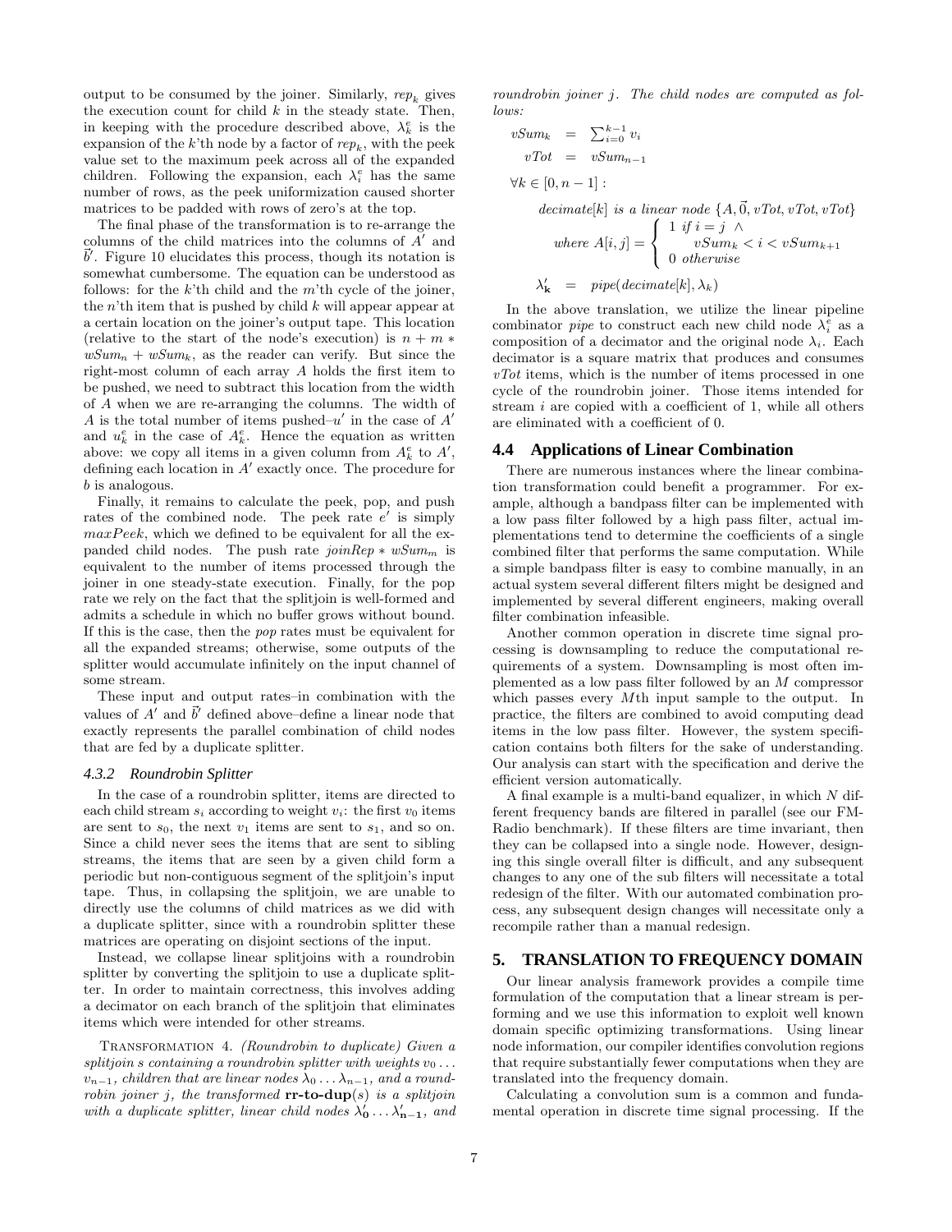output to be consumed by the joiner. Similarly, $rep_k$ gives the execution count for child $k$ in the steady state. Then, in keeping with the procedure described above, $\lambda_k^e$ is the expansion of the $k$'th node by a factor of $rep_k$, with the peek value set to the maximum peek across all of the expanded children. Following the expansion, each $\lambda_i^e$ has the same number of rows, as the peek uniformization caused shorter matrices to be padded with rows of zero's at the top.

The final phase of the transformation is to re-arrange the columns of the child matrices into the columns of $A'$ and $\vec{b}'$. Figure 10 elucidates this process, though its notation is somewhat cumbersome. The equation can be understood as follows: for the $k$'th child and the $m$'th cycle of the joiner, the $n$'th item that is pushed by child $k$ will appear appear at a certain location on the joiner's output tape. This location (relative to the start of the node's execution) is $n + m * wSum_n + wSum_k$, as the reader can verify. But since the right-most column of each array $A$ holds the first item to be pushed, we need to subtract this location from the width of $A$ when we are re-arranging the columns. The width of $A$ is the total number of items pushed–$u'$ in the case of $A'$ and $u_k^e$ in the case of $A_k^e$. Hence the equation as written above: we copy all items in a given column from $A_k^e$ to $A'$, defining each location in $A'$ exactly once. The procedure for $b$ is analogous.

Finally, it remains to calculate the peek, pop, and push rates of the combined node. The peek rate $e'$ is simply $maxPeek$, which we defined to be equivalent for all the expanded child nodes. The push rate $joinRep * wSum_m$ is equivalent to the number of items processed through the joiner in one steady-state execution. Finally, for the pop rate we rely on the fact that the splitjoin is well-formed and admits a schedule in which no buffer grows without bound. If this is the case, then the *pop* rates must be equivalent for all the expanded streams; otherwise, some outputs of the splitter would accumulate infinitely on the input channel of some stream.

These input and output rates–in combination with the values of $A'$ and $\vec{b}'$ defined above–define a linear node that exactly represents the parallel combination of child nodes that are fed by a duplicate splitter.

#### 4.3.2 Roundrobin Splitter

In the case of a roundrobin splitter, items are directed to each child stream $s_i$ according to weight $v_i$: the first $v_0$ items are sent to $s_0$, the next $v_1$ items are sent to $s_1$, and so on. Since a child never sees the items that are sent to sibling streams, the items that are seen by a given child form a periodic but non-contiguous segment of the splitjoin's input tape. Thus, in collapsing the splitjoin, we are unable to directly use the columns of child matrices as we did with a duplicate splitter, since with a roundrobin splitter these matrices are operating on disjoint sections of the input.

Instead, we collapse linear splitjoins with a roundrobin splitter by converting the splitjoin to use a duplicate splitter. In order to maintain correctness, this involves adding a decimator on each branch of the splitjoin that eliminates items which were intended for other streams.

TRANSFORMATION 4. *(Roundrobin to duplicate) Given a splitjoin $s$ containing a roundrobin splitter with weights $v_0 \ldots v_{n-1}$, children that are linear nodes $\lambda_0 \ldots \lambda_{n-1}$, and a roundrobin joiner $j$, the transformed* **rr-to-dup**$(s)$ *is a splitjoin with a duplicate splitter, linear child nodes $\lambda'_0 \ldots \lambda'_{n-1}$, and roundrobin joiner $j$. The child nodes are computed as follows:*

$$vSum_k = \sum_{i=0}^{k-1} v_i$$

$$vTot = vSum_{n-1}$$

$$\forall k \in [0, n-1]:$$

$$decimate[k] \text{ is a linear node } \{A, \vec{0}, vTot, vTot, vTot\}$$

$$\text{where } A[i,j] = \begin{cases} 1 \text{ if } i = j \ \wedge \\ \quad vSum_k < i < vSum_{k+1} \\ 0 \text{ otherwise} \end{cases}$$

$$\lambda'_k = pipe(decimate[k], \lambda_k)$$

In the above translation, we utilize the linear pipeline combinator *pipe* to construct each new child node $\lambda_i^e$ as a composition of a decimator and the original node $\lambda_i$. Each decimator is a square matrix that produces and consumes $vTot$ items, which is the number of items processed in one cycle of the roundrobin joiner. Those items intended for stream $i$ are copied with a coefficient of 1, while all others are eliminated with a coefficient of 0.

### 4.4 Applications of Linear Combination

There are numerous instances where the linear combination transformation could benefit a programmer. For example, although a bandpass filter can be implemented with a low pass filter followed by a high pass filter, actual implementations tend to determine the coefficients of a single combined filter that performs the same computation. While a simple bandpass filter is easy to combine manually, in an actual system several different filters might be designed and implemented by several different engineers, making overall filter combination infeasible.

Another common operation in discrete time signal processing is downsampling to reduce the computational requirements of a system. Downsampling is most often implemented as a low pass filter followed by an $M$ compressor which passes every $M$th input sample to the output. In practice, the filters are combined to avoid computing dead items in the low pass filter. However, the system specification contains both filters for the sake of understanding. Our analysis can start with the specification and derive the efficient version automatically.

A final example is a multi-band equalizer, in which $N$ different frequency bands are filtered in parallel (see our FMRadio benchmark). If these filters are time invariant, then they can be collapsed into a single node. However, designing this single overall filter is difficult, and any subsequent changes to any one of the sub filters will necessitate a total redesign of the filter. With our automated combination process, any subsequent design changes will necessitate only a recompile rather than a manual redesign.

## 5. TRANSLATION TO FREQUENCY DOMAIN

Our linear analysis framework provides a compile time formulation of the computation that a linear stream is performing and we use this information to exploit well known domain specific optimizing transformations. Using linear node information, our compiler identifies convolution regions that require substantially fewer computations when they are translated into the frequency domain.

Calculating a convolution sum is a common and fundamental operation in discrete time signal processing. If the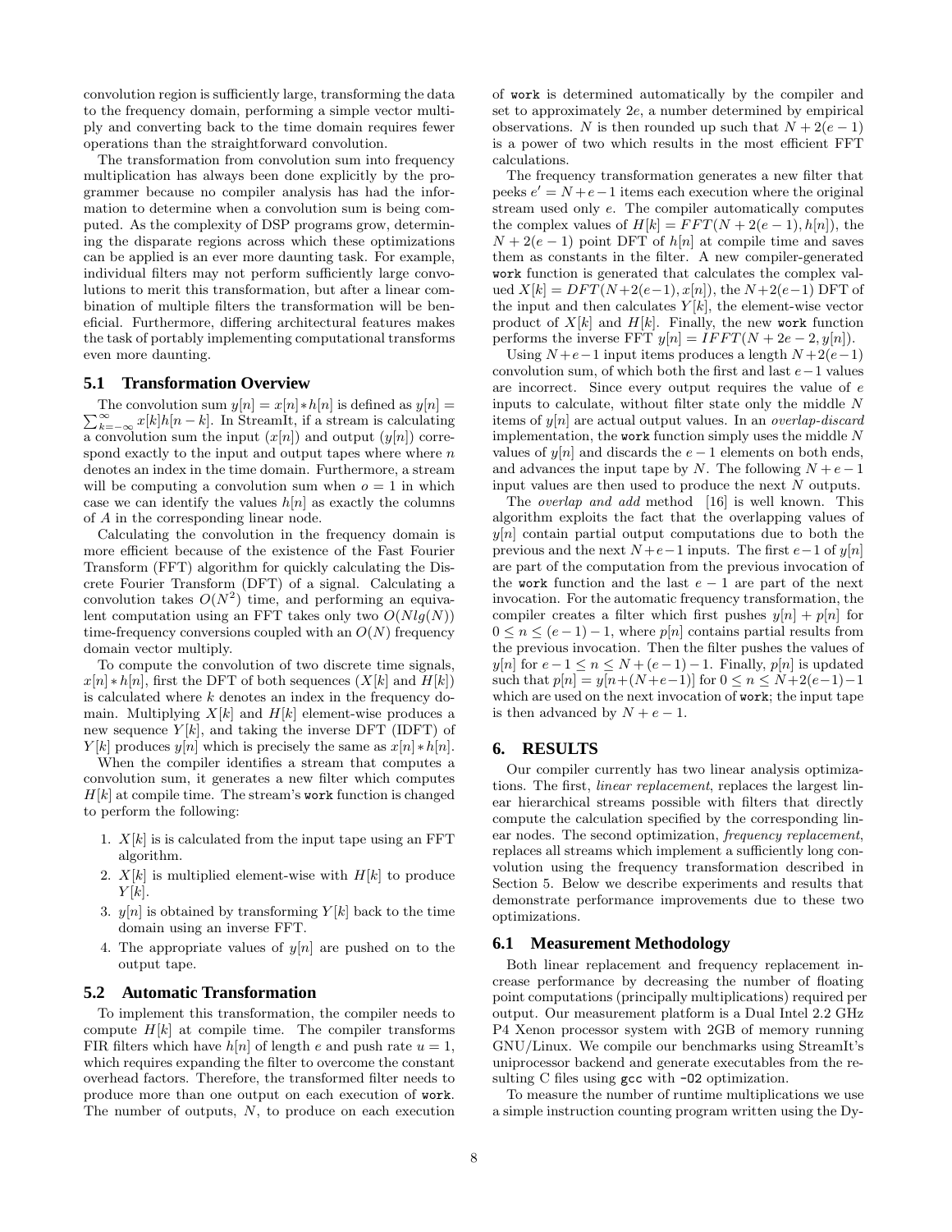convolution region is sufficiently large, transforming the data to the frequency domain, performing a simple vector multiply and converting back to the time domain requires fewer operations than the straightforward convolution.

The transformation from convolution sum into frequency multiplication has always been done explicitly by the programmer because no compiler analysis has had the information to determine when a convolution sum is being computed. As the complexity of DSP programs grow, determining the disparate regions across which these optimizations can be applied is an ever more daunting task. For example, individual filters may not perform sufficiently large convolutions to merit this transformation, but after a linear combination of multiple filters the transformation will be beneficial. Furthermore, differing architectural features makes the task of portably implementing computational transforms even more daunting.

### 5.1 Transformation Overview

The convolution sum $y[n] = x[n] * h[n]$ is defined as $y[n] = \sum_{k=-\infty}^{\infty} x[k]h[n-k]$. In StreamIt, if a stream is calculating a convolution sum the input ($x[n]$) and output ($y[n]$) correspond exactly to the input and output tapes where where $n$ denotes an index in the time domain. Furthermore, a stream will be computing a convolution sum when $o = 1$ in which case we can identify the values $h[n]$ as exactly the columns of $A$ in the corresponding linear node.

Calculating the convolution in the frequency domain is more efficient because of the existence of the Fast Fourier Transform (FFT) algorithm for quickly calculating the Discrete Fourier Transform (DFT) of a signal. Calculating a convolution takes $O(N^2)$ time, and performing an equivalent computation using an FFT takes only two $O(Nlg(N))$ time-frequency conversions coupled with an $O(N)$ frequency domain vector multiply.

To compute the convolution of two discrete time signals, $x[n] * h[n]$, first the DFT of both sequences ($X[k]$ and $H[k]$) is calculated where $k$ denotes an index in the frequency domain. Multiplying $X[k]$ and $H[k]$ element-wise produces a new sequence $Y[k]$, and taking the inverse DFT (IDFT) of $Y[k]$ produces $y[n]$ which is precisely the same as $x[n] * h[n]$.

When the compiler identifies a stream that computes a convolution sum, it generates a new filter which computes $H[k]$ at compile time. The stream's `work` function is changed to perform the following:

1. $X[k]$ is is calculated from the input tape using an FFT algorithm.
2. $X[k]$ is multiplied element-wise with $H[k]$ to produce $Y[k]$.
3. $y[n]$ is obtained by transforming $Y[k]$ back to the time domain using an inverse FFT.
4. The appropriate values of $y[n]$ are pushed on to the output tape.

### 5.2 Automatic Transformation

To implement this transformation, the compiler needs to compute $H[k]$ at compile time. The compiler transforms FIR filters which have $h[n]$ of length $e$ and push rate $u = 1$, which requires expanding the filter to overcome the constant overhead factors. Therefore, the transformed filter needs to produce more than one output on each execution of `work`. The number of outputs, $N$, to produce on each execution of `work` is determined automatically by the compiler and set to approximately $2e$, a number determined by empirical observations. $N$ is then rounded up such that $N + 2(e - 1)$ is a power of two which results in the most efficient FFT calculations.

The frequency transformation generates a new filter that peeks $e' = N + e - 1$ items each execution where the original stream used only $e$. The compiler automatically computes the complex values of $H[k] = FFT(N + 2(e - 1), h[n])$, the $N + 2(e - 1)$ point DFT of $h[n]$ at compile time and saves them as constants in the filter. A new compiler-generated `work` function is generated that calculates the complex valued $X[k] = DFT(N+2(e-1), x[n])$, the $N+2(e-1)$ DFT of the input and then calculates $Y[k]$, the element-wise vector product of $X[k]$ and $H[k]$. Finally, the new `work` function performs the inverse FFT $y[n] = IFFT(N + 2e - 2, y[n])$.

Using $N+e-1$ input items produces a length $N+2(e-1)$ convolution sum, of which both the first and last $e-1$ values are incorrect. Since every output requires the value of $e$ inputs to calculate, without filter state only the middle $N$ items of $y[n]$ are actual output values. In an *overlap-discard* implementation, the `work` function simply uses the middle $N$ values of $y[n]$ and discards the $e - 1$ elements on both ends, and advances the input tape by $N$. The following $N + e - 1$ input values are then used to produce the next $N$ outputs.

The *overlap and add* method [16] is well known. This algorithm exploits the fact that the overlapping values of $y[n]$ contain partial output computations due to both the previous and the next $N+e-1$ inputs. The first $e-1$ of $y[n]$ are part of the computation from the previous invocation of the `work` function and the last $e - 1$ are part of the next invocation. For the automatic frequency transformation, the compiler creates a filter which first pushes $y[n] + p[n]$ for $0 \le n \le (e-1)-1$, where $p[n]$ contains partial results from the previous invocation. Then the filter pushes the values of $y[n]$ for $e-1 \le n \le N+(e-1)-1$. Finally, $p[n]$ is updated such that $p[n] = y[n+(N+e-1)]$ for $0 \le n \le N+2(e-1)-1$ which are used on the next invocation of `work`; the input tape is then advanced by $N + e - 1$.

## 6. RESULTS

Our compiler currently has two linear analysis optimizations. The first, *linear replacement*, replaces the largest linear hierarchical streams possible with filters that directly compute the calculation specified by the corresponding linear nodes. The second optimization, *frequency replacement*, replaces all streams which implement a sufficiently long convolution using the frequency transformation described in Section 5. Below we describe experiments and results that demonstrate performance improvements due to these two optimizations.

### 6.1 Measurement Methodology

Both linear replacement and frequency replacement increase performance by decreasing the number of floating point computations (principally multiplications) required per output. Our measurement platform is a Dual Intel 2.2 GHz P4 Xenon processor system with 2GB of memory running GNU/Linux. We compile our benchmarks using StreamIt's uniprocessor backend and generate executables from the resulting C files using `gcc` with `-O2` optimization.

To measure the number of runtime multiplications we use a simple instruction counting program written using the Dy-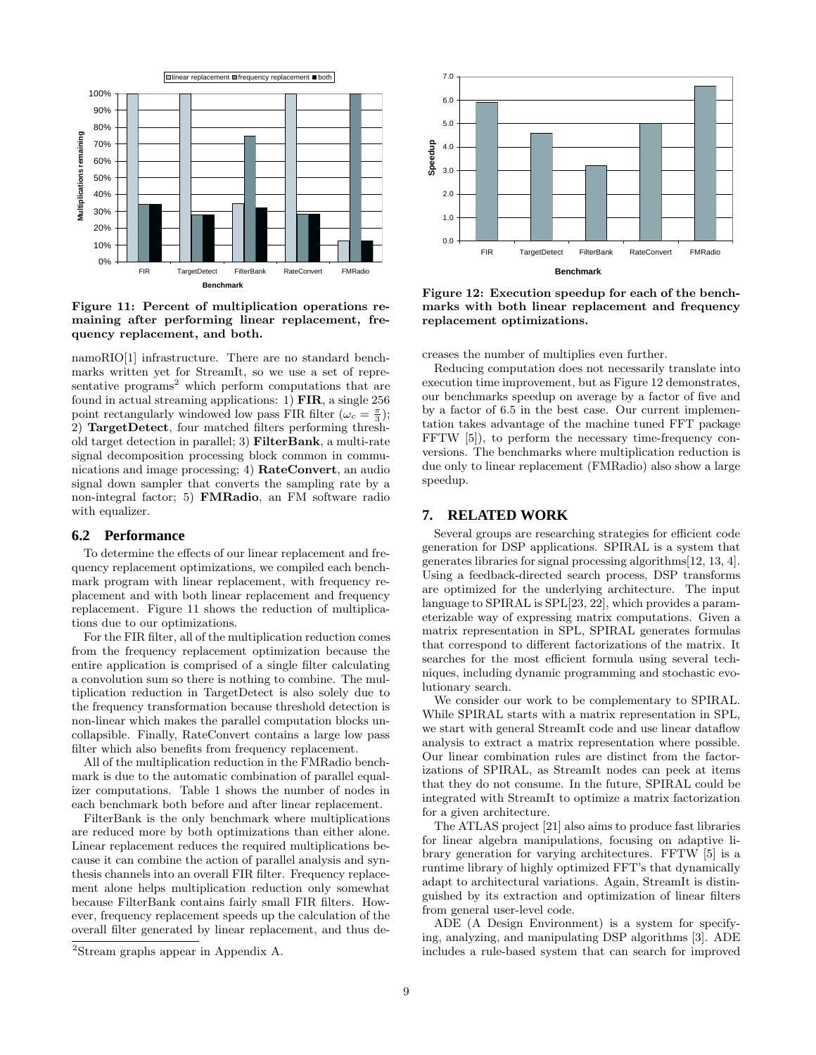Figure 11: Percent of multiplication operations remaining after performing linear replacement, frequency replacement, and both.

Figure 12: Execution speedup for each of the benchmarks with both linear replacement and frequency replacement optimizations.

namoRIO[1] infrastructure. There are no standard benchmarks written yet for StreamIt, so we use a set of representative programs[2] which perform computations that are found in actual streaming applications: 1) **FIR**, a single 256 point rectangularly windowed low pass FIR filter ($\omega_c = \frac{\pi}{3}$); 2) **TargetDetect**, four matched filters performing threshold target detection in parallel; 3) **FilterBank**, a multi-rate signal decomposition processing block common in communications and image processing; 4) **RateConvert**, an audio signal down sampler that converts the sampling rate by a non-integral factor; 5) **FMRadio**, an FM software radio with equalizer.

## 6.2 Performance

To determine the effects of our linear replacement and frequency replacement optimizations, we compiled each benchmark program with linear replacement, with frequency replacement and with both linear replacement and frequency replacement. Figure 11 shows the reduction of multiplications due to our optimizations.

For the FIR filter, all of the multiplication reduction comes from the frequency replacement optimization because the entire application is comprised of a single filter calculating a convolution sum so there is nothing to combine. The multiplication reduction in TargetDetect is also solely due to the frequency transformation because threshold detection is non-linear which makes the parallel computation blocks uncollapsible. Finally, RateConvert contains a large low pass filter which also benefits from frequency replacement.

All of the multiplication reduction in the FMRadio benchmark is due to the automatic combination of parallel equalizer computations. Table 1 shows the number of nodes in each benchmark both before and after linear replacement.

FilterBank is the only benchmark where multiplications are reduced more by both optimizations than either alone. Linear replacement reduces the required multiplications because it can combine the action of parallel analysis and synthesis channels into an overall FIR filter. Frequency replacement alone helps multiplication reduction only somewhat because FilterBank contains fairly small FIR filters. However, frequency replacement speeds up the calculation of the overall filter generated by linear replacement, and thus decreases the number of multiplies even further.

Reducing computation does not necessarily translate into execution time improvement, but as Figure 12 demonstrates, our benchmarks speedup on average by a factor of five and by a factor of 6.5 in the best case. Our current implementation takes advantage of the machine tuned FFT package FFTW [5]), to perform the necessary time-frequency conversions. The benchmarks where multiplication reduction is due only to linear replacement (FMRadio) also show a large speedup.

## 7. RELATED WORK

Several groups are researching strategies for efficient code generation for DSP applications. SPIRAL is a system that generates libraries for signal processing algorithms[12, 13, 4]. Using a feedback-directed search process, DSP transforms are optimized for the underlying architecture. The input language to SPIRAL is SPL[23, 22], which provides a parameterizable way of expressing matrix computations. Given a matrix representation in SPL, SPIRAL generates formulas that correspond to different factorizations of the matrix. It searches for the most efficient formula using several techniques, including dynamic programming and stochastic evolutionary search.

We consider our work to be complementary to SPIRAL. While SPIRAL starts with a matrix representation in SPL, we start with general StreamIt code and use linear dataflow analysis to extract a matrix representation where possible. Our linear combination rules are distinct from the factorizations of SPIRAL, as StreamIt nodes can peek at items that they do not consume. In the future, SPIRAL could be integrated with StreamIt to optimize a matrix factorization for a given architecture.

The ATLAS project [21] also aims to produce fast libraries for linear algebra manipulations, focusing on adaptive library generation for varying architectures. FFTW [5] is a runtime library of highly optimized FFT's that dynamically adapt to architectural variations. Again, StreamIt is distinguished by its extraction and optimization of linear filters from general user-level code.

ADE (A Design Environment) is a system for specifying, analyzing, and manipulating DSP algorithms [3]. ADE includes a rule-based system that can search for improved

[2]Stream graphs appear in Appendix A.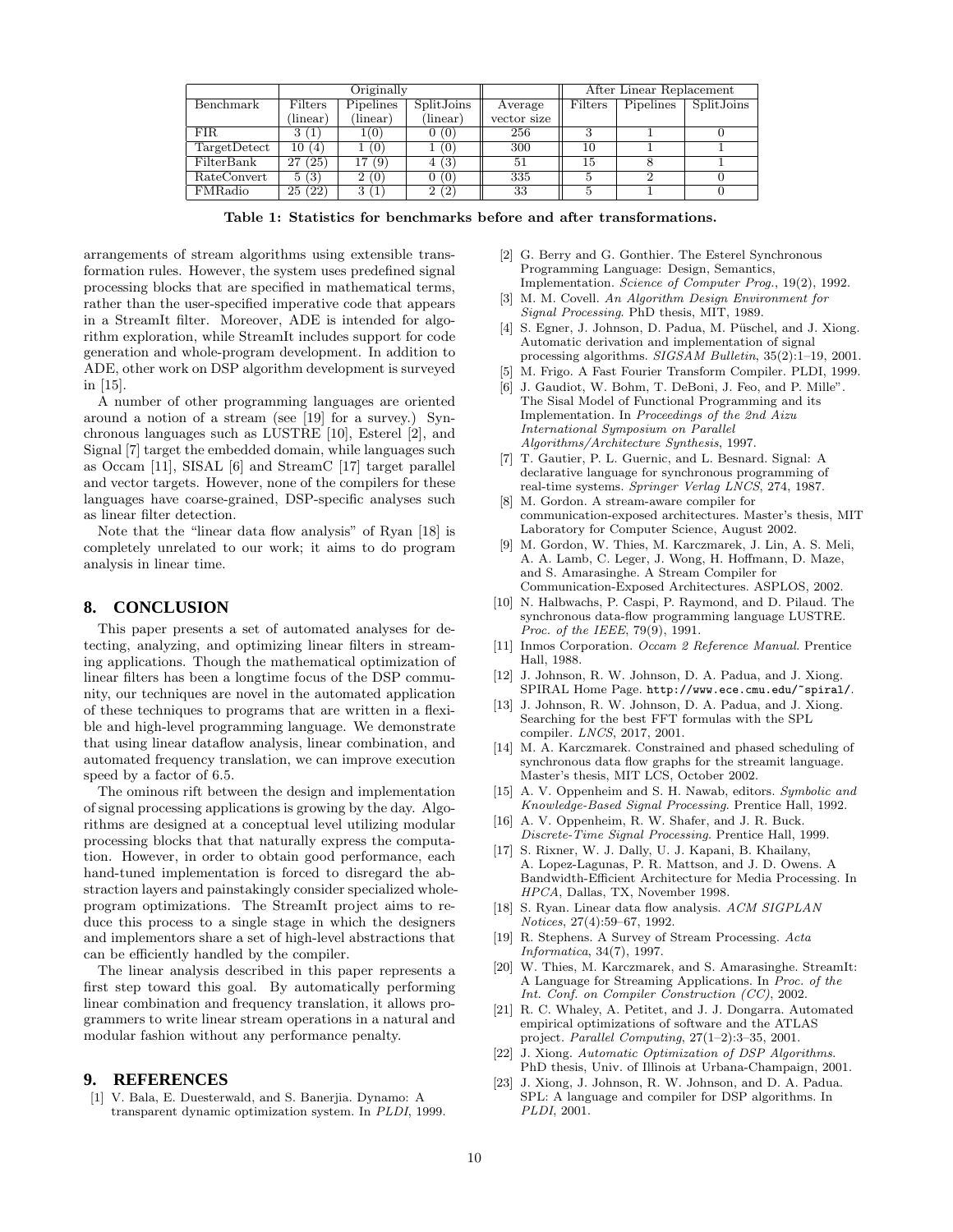| Benchmark | Originally | | | Average | After Linear Replacement | | |
|---|---|---|---|---|---|---|---|
| | Filters (linear) | Pipelines (linear) | SplitJoins (linear) | vector size | Filters | Pipelines | SplitJoins |
| FIR | 3 (1) | 1(0) | 0 (0) | 256 | 3 | 1 | 0 |
| TargetDetect | 10 (4) | 1 (0) | 1 (0) | 300 | 10 | 1 | 1 |
| FilterBank | 27 (25) | 17 (9) | 4 (3) | 51 | 15 | 8 | 1 |
| RateConvert | 5 (3) | 2 (0) | 0 (0) | 335 | 5 | 2 | 0 |
| FMRadio | 25 (22) | 3 (1) | 2 (2) | 33 | 5 | 1 | 0 |

**Table 1: Statistics for benchmarks before and after transformations.**

arrangements of stream algorithms using extensible transformation rules. However, the system uses predefined signal processing blocks that are specified in mathematical terms, rather than the user-specified imperative code that appears in a StreamIt filter. Moreover, ADE is intended for algorithm exploration, while StreamIt includes support for code generation and whole-program development. In addition to ADE, other work on DSP algorithm development is surveyed in [15].

A number of other programming languages are oriented around a notion of a stream (see [19] for a survey.) Synchronous languages such as LUSTRE [10], Esterel [2], and Signal [7] target the embedded domain, while languages such as Occam [11], SISAL [6] and StreamC [17] target parallel and vector targets. However, none of the compilers for these languages have coarse-grained, DSP-specific analyses such as linear filter detection.

Note that the "linear data flow analysis" of Ryan [18] is completely unrelated to our work; it aims to do program analysis in linear time.

## 8. CONCLUSION

This paper presents a set of automated analyses for detecting, analyzing, and optimizing linear filters in streaming applications. Though the mathematical optimization of linear filters has been a longtime focus of the DSP community, our techniques are novel in the automated application of these techniques to programs that are written in a flexible and high-level programming language. We demonstrate that using linear dataflow analysis, linear combination, and automated frequency translation, we can improve execution speed by a factor of 6.5.

The ominous rift between the design and implementation of signal processing applications is growing by the day. Algorithms are designed at a conceptual level utilizing modular processing blocks that that naturally express the computation. However, in order to obtain good performance, each hand-tuned implementation is forced to disregard the abstraction layers and painstakingly consider specialized whole-program optimizations. The StreamIt project aims to reduce this process to a single stage in which the designers and implementors share a set of high-level abstractions that can be efficiently handled by the compiler.

The linear analysis described in this paper represents a first step toward this goal. By automatically performing linear combination and frequency translation, it allows programmers to write linear stream operations in a natural and modular fashion without any performance penalty.

## 9. REFERENCES

[1] V. Bala, E. Duesterwald, and S. Banerjia. Dynamo: A transparent dynamic optimization system. In *PLDI*, 1999.

[2] G. Berry and G. Gonthier. The Esterel Synchronous Programming Language: Design, Semantics, Implementation. *Science of Computer Prog.*, 19(2), 1992.

[3] M. M. Covell. *An Algorithm Design Environment for Signal Processing*. PhD thesis, MIT, 1989.

[4] S. Egner, J. Johnson, D. Padua, M. Püschel, and J. Xiong. Automatic derivation and implementation of signal processing algorithms. *SIGSAM Bulletin*, 35(2):1–19, 2001.

[5] M. Frigo. A Fast Fourier Transform Compiler. PLDI, 1999.

[6] J. Gaudiot, W. Bohm, T. DeBoni, J. Feo, and P. Mille". The Sisal Model of Functional Programming and its Implementation. In *Proceedings of the 2nd Aizu International Symposium on Parallel Algorithms/Architecture Synthesis*, 1997.

[7] T. Gautier, P. L. Guernic, and L. Besnard. Signal: A declarative language for synchronous programming of real-time systems. *Springer Verlag LNCS*, 274, 1987.

[8] M. Gordon. A stream-aware compiler for communication-exposed architectures. Master's thesis, MIT Laboratory for Computer Science, August 2002.

[9] M. Gordon, W. Thies, M. Karczmarek, J. Lin, A. S. Meli, A. A. Lamb, C. Leger, J. Wong, H. Hoffmann, D. Maze, and S. Amarasinghe. A Stream Compiler for Communication-Exposed Architectures. ASPLOS, 2002.

[10] N. Halbwachs, P. Caspi, P. Raymond, and D. Pilaud. The synchronous data-flow programming language LUSTRE. *Proc. of the IEEE*, 79(9), 1991.

[11] Inmos Corporation. *Occam 2 Reference Manual*. Prentice Hall, 1988.

[12] J. Johnson, R. W. Johnson, D. A. Padua, and J. Xiong. SPIRAL Home Page. `http://www.ece.cmu.edu/~spiral/`.

[13] J. Johnson, R. W. Johnson, D. A. Padua, and J. Xiong. Searching for the best FFT formulas with the SPL compiler. *LNCS*, 2017, 2001.

[14] M. A. Karczmarek. Constrained and phased scheduling of synchronous data flow graphs for the streamit language. Master's thesis, MIT LCS, October 2002.

[15] A. V. Oppenheim and S. H. Nawab, editors. *Symbolic and Knowledge-Based Signal Processing*. Prentice Hall, 1992.

[16] A. V. Oppenheim, R. W. Shafer, and J. R. Buck. *Discrete-Time Signal Processing*. Prentice Hall, 1999.

[17] S. Rixner, W. J. Dally, U. J. Kapani, B. Khailany, A. Lopez-Lagunas, P. R. Mattson, and J. D. Owens. A Bandwidth-Efficient Architecture for Media Processing. In *HPCA*, Dallas, TX, November 1998.

[18] S. Ryan. Linear data flow analysis. *ACM SIGPLAN Notices*, 27(4):59–67, 1992.

[19] R. Stephens. A Survey of Stream Processing. *Acta Informatica*, 34(7), 1997.

[20] W. Thies, M. Karczmarek, and S. Amarasinghe. StreamIt: A Language for Streaming Applications. In *Proc. of the Int. Conf. on Compiler Construction (CC)*, 2002.

[21] R. C. Whaley, A. Petitet, and J. J. Dongarra. Automated empirical optimizations of software and the ATLAS project. *Parallel Computing*, 27(1–2):3–35, 2001.

[22] J. Xiong. *Automatic Optimization of DSP Algorithms*. PhD thesis, Univ. of Illinois at Urbana-Champaign, 2001.

[23] J. Xiong, J. Johnson, R. W. Johnson, and D. A. Padua. SPL: A language and compiler for DSP algorithms. In *PLDI*, 2001.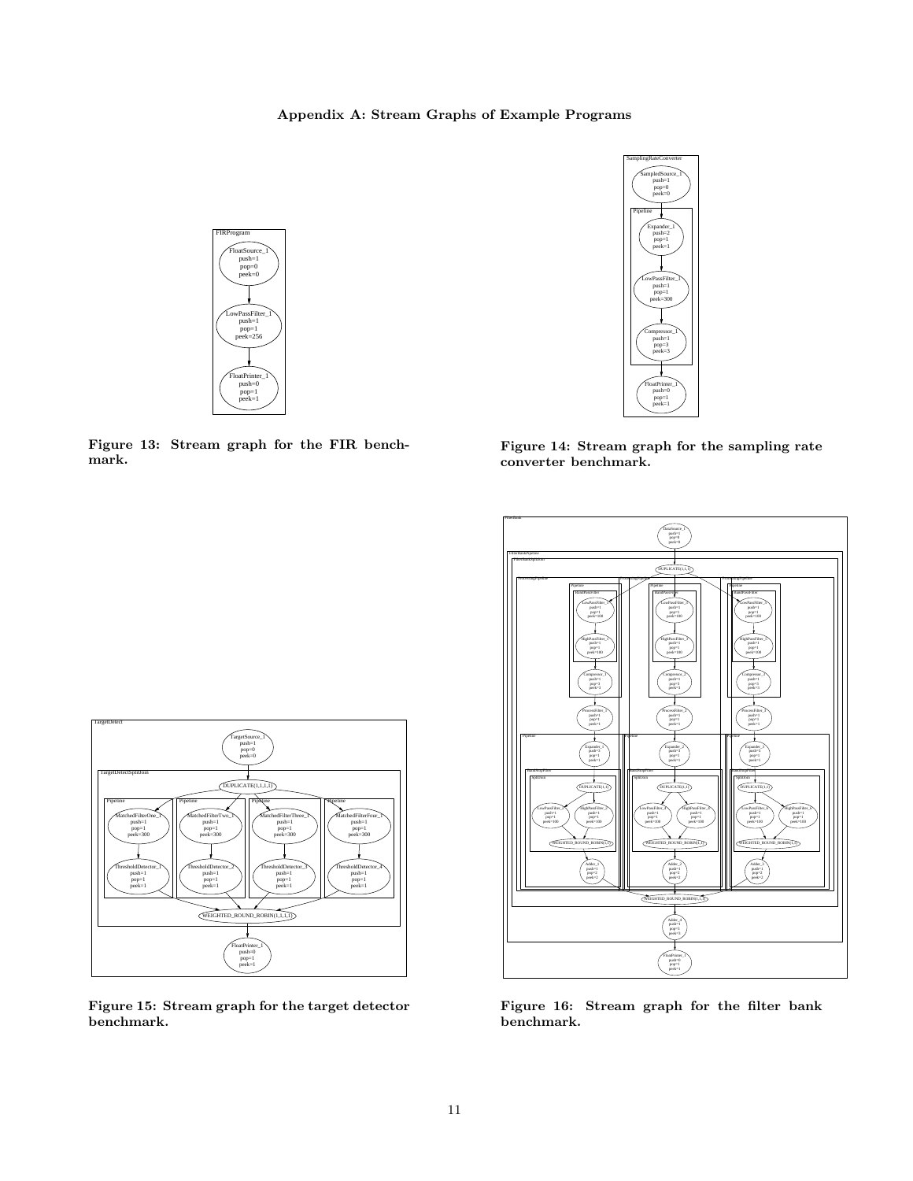# Appendix A: Stream Graphs of Example Programs

**Figure 13: Stream graph for the FIR benchmark.**

**Figure 14: Stream graph for the sampling rate converter benchmark.**

**Figure 15: Stream graph for the target detector benchmark.**

**Figure 16: Stream graph for the filter bank benchmark.**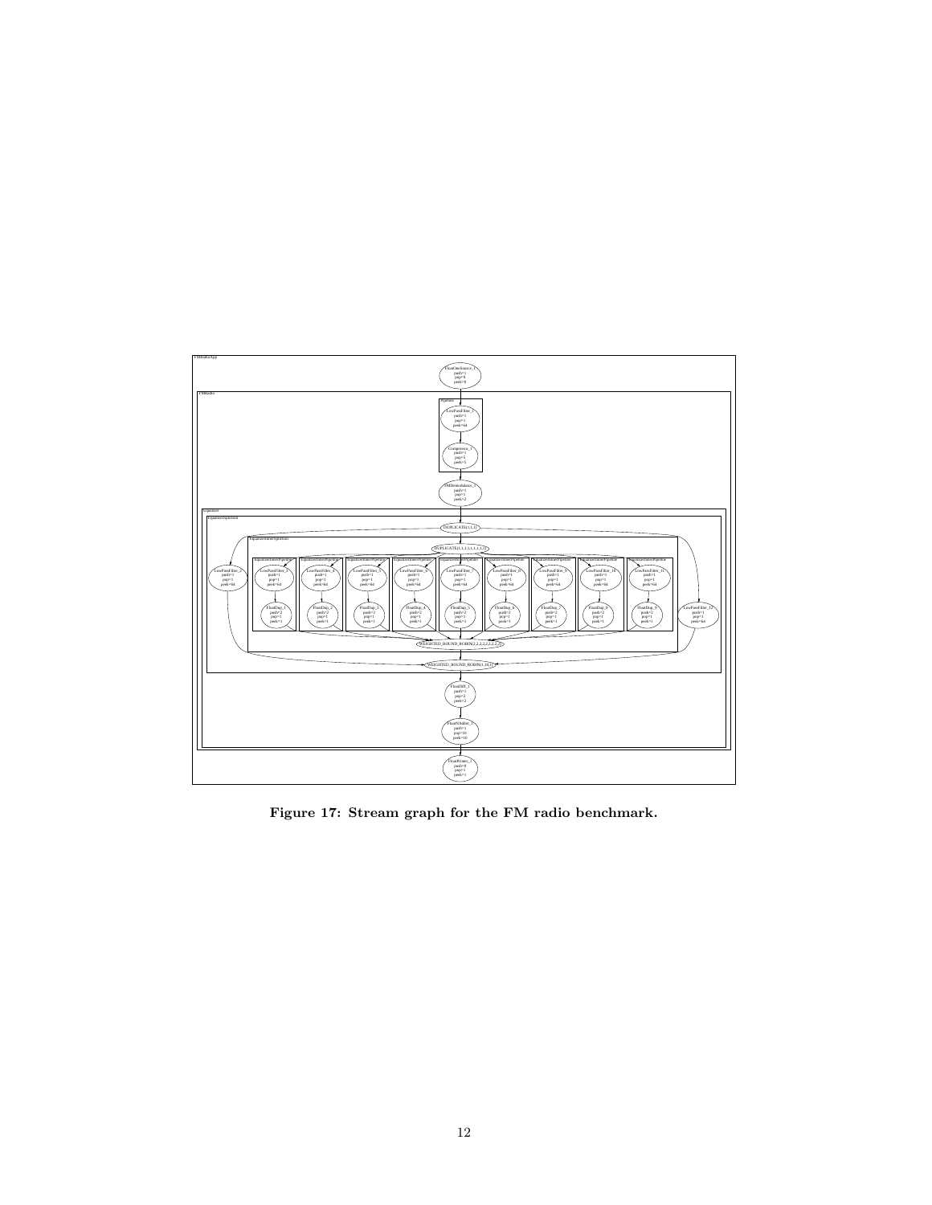Figure 17: Stream graph for the FM radio benchmark.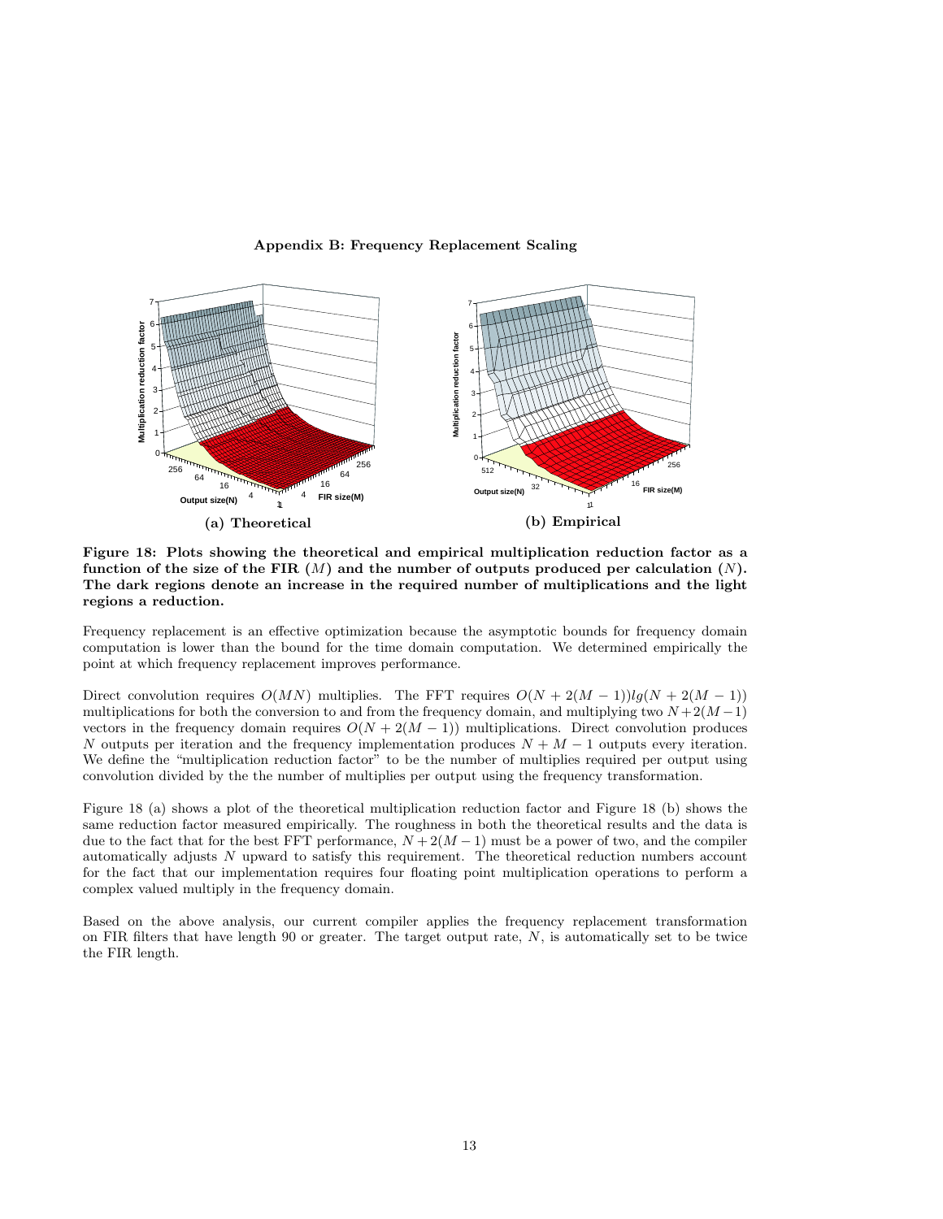**Appendix B: Frequency Replacement Scaling**

Multiplication reduction factor

7
6
5
4
3
2
1
0

256
64
16
4
1

Output size(N)

1
4
16
64
256

FIR size(M)

**(a) Theoretical**

Multiplication reduction factor

7
6
5
4
3
2
1
0

512
32
1

Output size(N)

1
16
256

FIR size(M)

**(b) Empirical**

**Figure 18: Plots showing the theoretical and empirical multiplication reduction factor as a function of the size of the FIR ($M$) and the number of outputs produced per calculation ($N$). The dark regions denote an increase in the required number of multiplications and the light regions a reduction.**

Frequency replacement is an effective optimization because the asymptotic bounds for frequency domain computation is lower than the bound for the time domain computation. We determined empirically the point at which frequency replacement improves performance.

Direct convolution requires $O(MN)$ multiplies. The FFT requires $O(N + 2(M - 1))lg(N + 2(M - 1))$ multiplications for both the conversion to and from the frequency domain, and multiplying two $N+2(M-1)$ vectors in the frequency domain requires $O(N + 2(M - 1))$ multiplications. Direct convolution produces $N$ outputs per iteration and the frequency implementation produces $N + M - 1$ outputs every iteration. We define the "multiplication reduction factor" to be the number of multiplies required per output using convolution divided by the the number of multiplies per output using the frequency transformation.

Figure 18 (a) shows a plot of the theoretical multiplication reduction factor and Figure 18 (b) shows the same reduction factor measured empirically. The roughness in both the theoretical results and the data is due to the fact that for the best FFT performance, $N + 2(M - 1)$ must be a power of two, and the compiler automatically adjusts $N$ upward to satisfy this requirement. The theoretical reduction numbers account for the fact that our implementation requires four floating point multiplication operations to perform a complex valued multiply in the frequency domain.

Based on the above analysis, our current compiler applies the frequency replacement transformation on FIR filters that have length 90 or greater. The target output rate, $N$, is automatically set to be twice the FIR length.